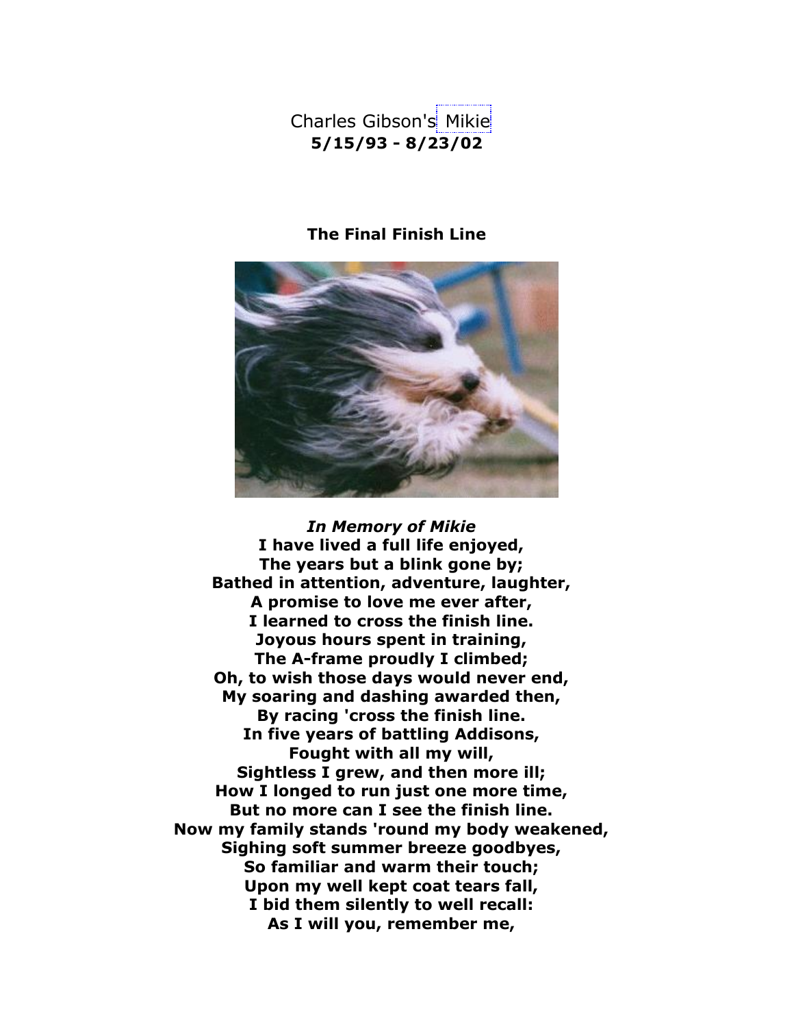Charles Gibson's Mikie
**5/15/93 - 8/23/02**

**The Final Finish Line**

***In Memory of Mikie***
**I have lived a full life enjoyed,**
**The years but a blink gone by;**
**Bathed in attention, adventure, laughter,**
**A promise to love me ever after,**
**I learned to cross the finish line.**
**Joyous hours spent in training,**
**The A-frame proudly I climbed;**
**Oh, to wish those days would never end,**
**My soaring and dashing awarded then,**
**By racing 'cross the finish line.**
**In five years of battling Addisons,**
**Fought with all my will,**
**Sightless I grew, and then more ill;**
**How I longed to run just one more time,**
**But no more can I see the finish line.**
**Now my family stands 'round my body weakened,**
**Sighing soft summer breeze goodbyes,**
**So familiar and warm their touch;**
**Upon my well kept coat tears fall,**
**I bid them silently to well recall:**
**As I will you, remember me,**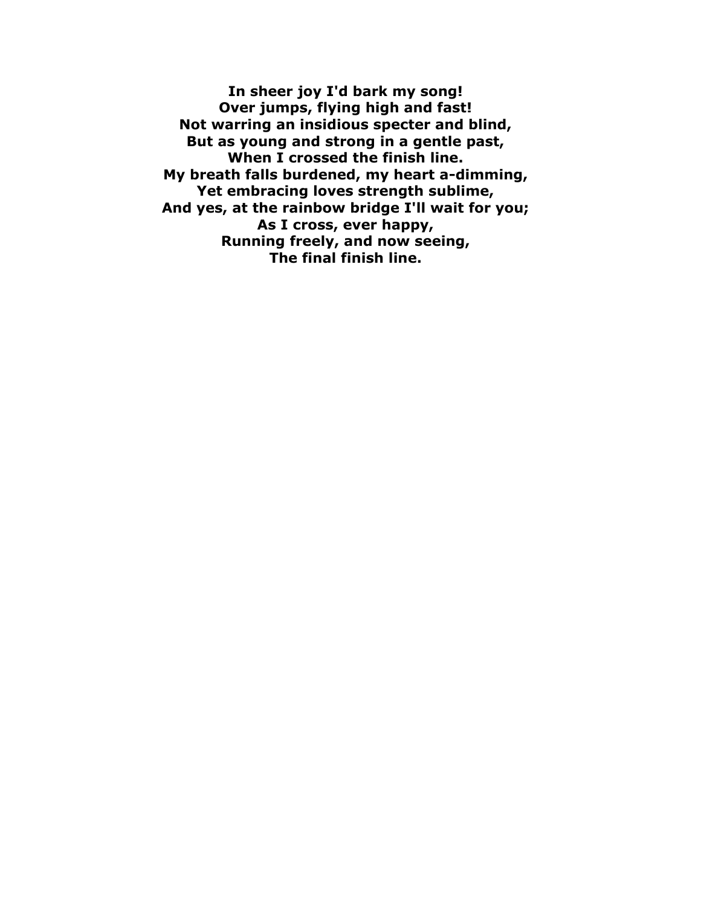**In sheer joy I'd bark my song!**
**Over jumps, flying high and fast!**
**Not warring an insidious specter and blind,**
**But as young and strong in a gentle past,**
**When I crossed the finish line.**
**My breath falls burdened, my heart a-dimming,**
**Yet embracing loves strength sublime,**
**And yes, at the rainbow bridge I'll wait for you;**
**As I cross, ever happy,**
**Running freely, and now seeing,**
**The final finish line.**